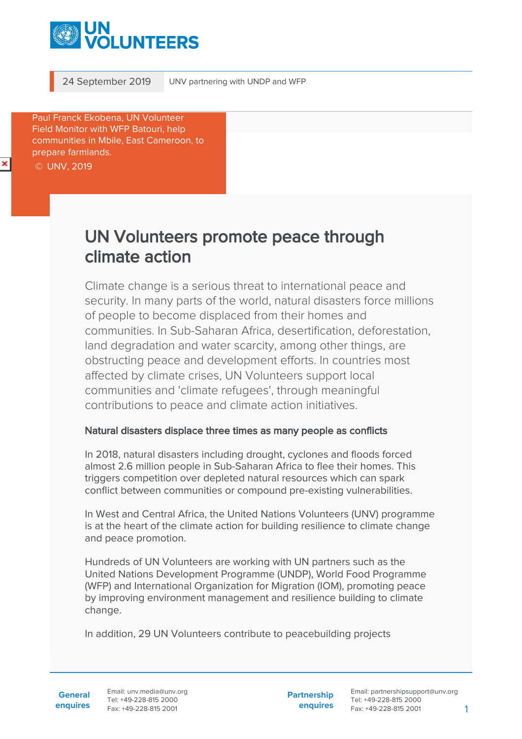24 September 2019 | UNV partnering with UNDP and WFP

Paul Franck Ekobena, UN Volunteer Field Monitor with WFP Batouri, help communities in Mbile, East Cameroon, to prepare farmlands.
© UNV, 2019

# UN Volunteers promote peace through climate action

Climate change is a serious threat to international peace and security. In many parts of the world, natural disasters force millions of people to become displaced from their homes and communities. In Sub-Saharan Africa, desertification, deforestation, land degradation and water scarcity, among other things, are obstructing peace and development efforts. In countries most affected by climate crises, UN Volunteers support local communities and 'climate refugees', through meaningful contributions to peace and climate action initiatives.

### Natural disasters displace three times as many people as conflicts

In 2018, natural disasters including drought, cyclones and floods forced almost 2.6 million people in Sub-Saharan Africa to flee their homes. This triggers competition over depleted natural resources which can spark conflict between communities or compound pre-existing vulnerabilities.

In West and Central Africa, the United Nations Volunteers (UNV) programme is at the heart of the climate action for building resilience to climate change and peace promotion.

Hundreds of UN Volunteers are working with UN partners such as the United Nations Development Programme (UNDP), World Food Programme (WFP) and International Organization for Migration (IOM), promoting peace by improving environment management and resilience building to climate change.

In addition, 29 UN Volunteers contribute to peacebuilding projects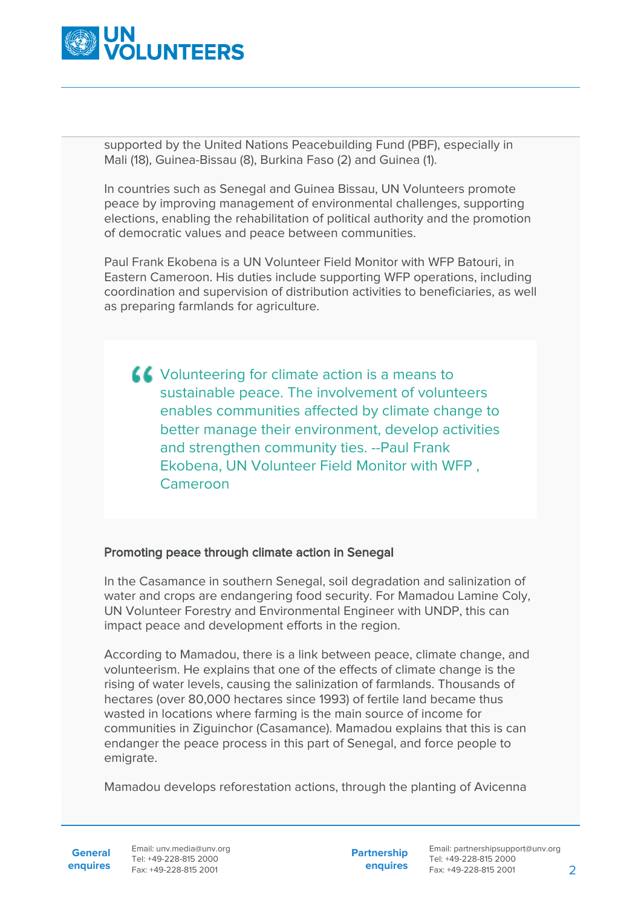supported by the United Nations Peacebuilding Fund (PBF), especially in Mali (18), Guinea-Bissau (8), Burkina Faso (2) and Guinea (1).

In countries such as Senegal and Guinea Bissau, UN Volunteers promote peace by improving management of environmental challenges, supporting elections, enabling the rehabilitation of political authority and the promotion of democratic values and peace between communities.

Paul Frank Ekobena is a UN Volunteer Field Monitor with WFP Batouri, in Eastern Cameroon. His duties include supporting WFP operations, including coordination and supervision of distribution activities to beneficiaries, as well as preparing farmlands for agriculture.

> Volunteering for climate action is a means to sustainable peace. The involvement of volunteers enables communities affected by climate change to better manage their environment, develop activities and strengthen community ties. --Paul Frank Ekobena, UN Volunteer Field Monitor with WFP , Cameroon

### Promoting peace through climate action in Senegal

In the Casamance in southern Senegal, soil degradation and salinization of water and crops are endangering food security. For Mamadou Lamine Coly, UN Volunteer Forestry and Environmental Engineer with UNDP, this can impact peace and development efforts in the region.

According to Mamadou, there is a link between peace, climate change, and volunteerism. He explains that one of the effects of climate change is the rising of water levels, causing the salinization of farmlands. Thousands of hectares (over 80,000 hectares since 1993) of fertile land became thus wasted in locations where farming is the main source of income for communities in Ziguinchor (Casamance). Mamadou explains that this is can endanger the peace process in this part of Senegal, and force people to emigrate.

Mamadou develops reforestation actions, through the planting of Avicenna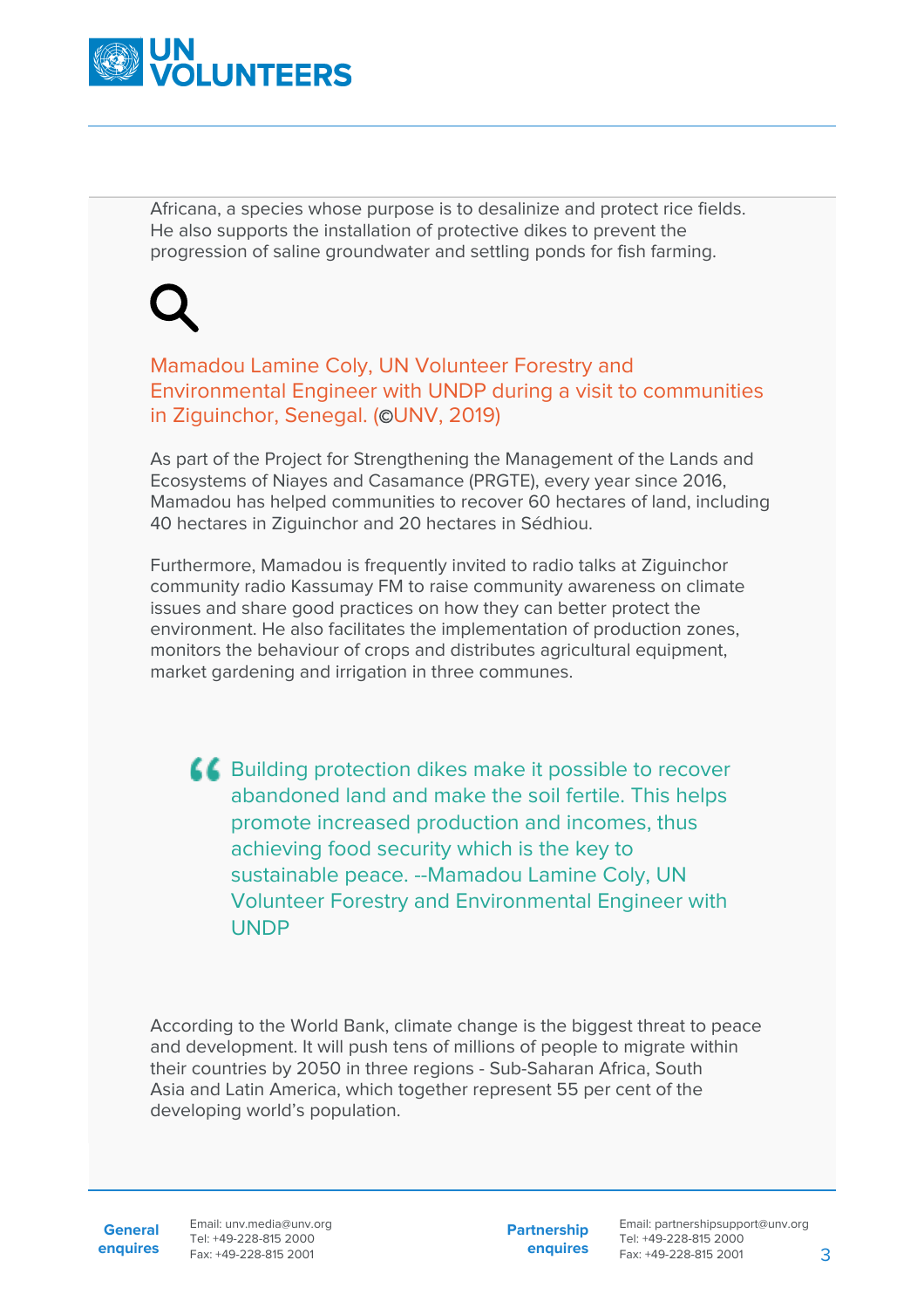Africana, a species whose purpose is to desalinize and protect rice fields. He also supports the installation of protective dikes to prevent the progression of saline groundwater and settling ponds for fish farming.

Mamadou Lamine Coly, UN Volunteer Forestry and Environmental Engineer with UNDP during a visit to communities in Ziguinchor, Senegal. (©UNV, 2019)

As part of the Project for Strengthening the Management of the Lands and Ecosystems of Niayes and Casamance (PRGTE), every year since 2016, Mamadou has helped communities to recover 60 hectares of land, including 40 hectares in Ziguinchor and 20 hectares in Sédhiou.

Furthermore, Mamadou is frequently invited to radio talks at Ziguinchor community radio Kassumay FM to raise community awareness on climate issues and share good practices on how they can better protect the environment. He also facilitates the implementation of production zones, monitors the behaviour of crops and distributes agricultural equipment, market gardening and irrigation in three communes.

> Building protection dikes make it possible to recover abandoned land and make the soil fertile. This helps promote increased production and incomes, thus achieving food security which is the key to sustainable peace. --Mamadou Lamine Coly, UN Volunteer Forestry and Environmental Engineer with UNDP

According to the World Bank, climate change is the biggest threat to peace and development. It will push tens of millions of people to migrate within their countries by 2050 in three regions - Sub-Saharan Africa, South Asia and Latin America, which together represent 55 per cent of the developing world's population.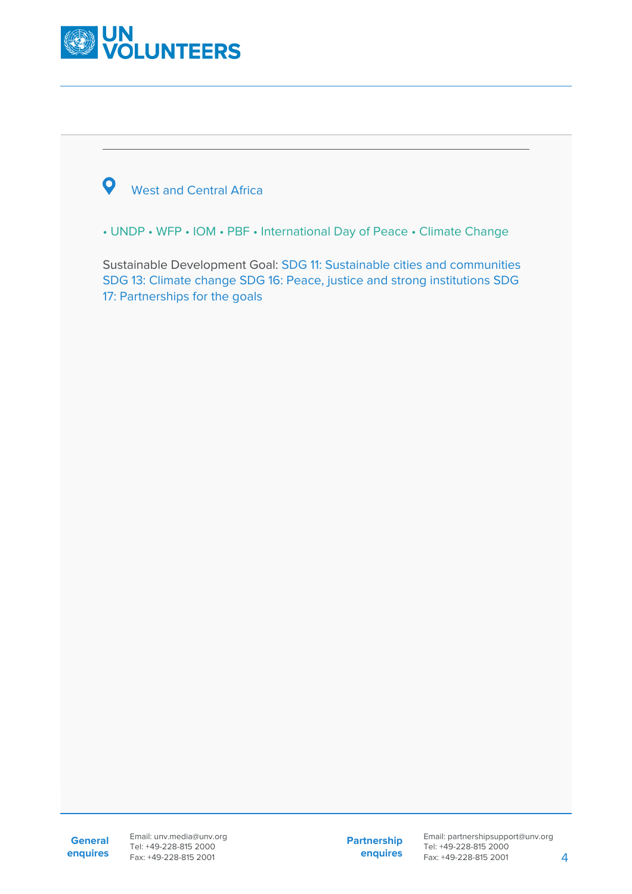West and Central Africa

• UNDP • WFP • IOM • PBF • International Day of Peace • Climate Change

Sustainable Development Goal: SDG 11: Sustainable cities and communities SDG 13: Climate change SDG 16: Peace, justice and strong institutions SDG 17: Partnerships for the goals

**General enquires**

Email: unv.media@unv.org
Tel: +49-228-815 2000
Fax: +49-228-815 2001

**Partnership enquires**

Email: partnershipsupport@unv.org
Tel: +49-228-815 2000
Fax: +49-228-815 2001